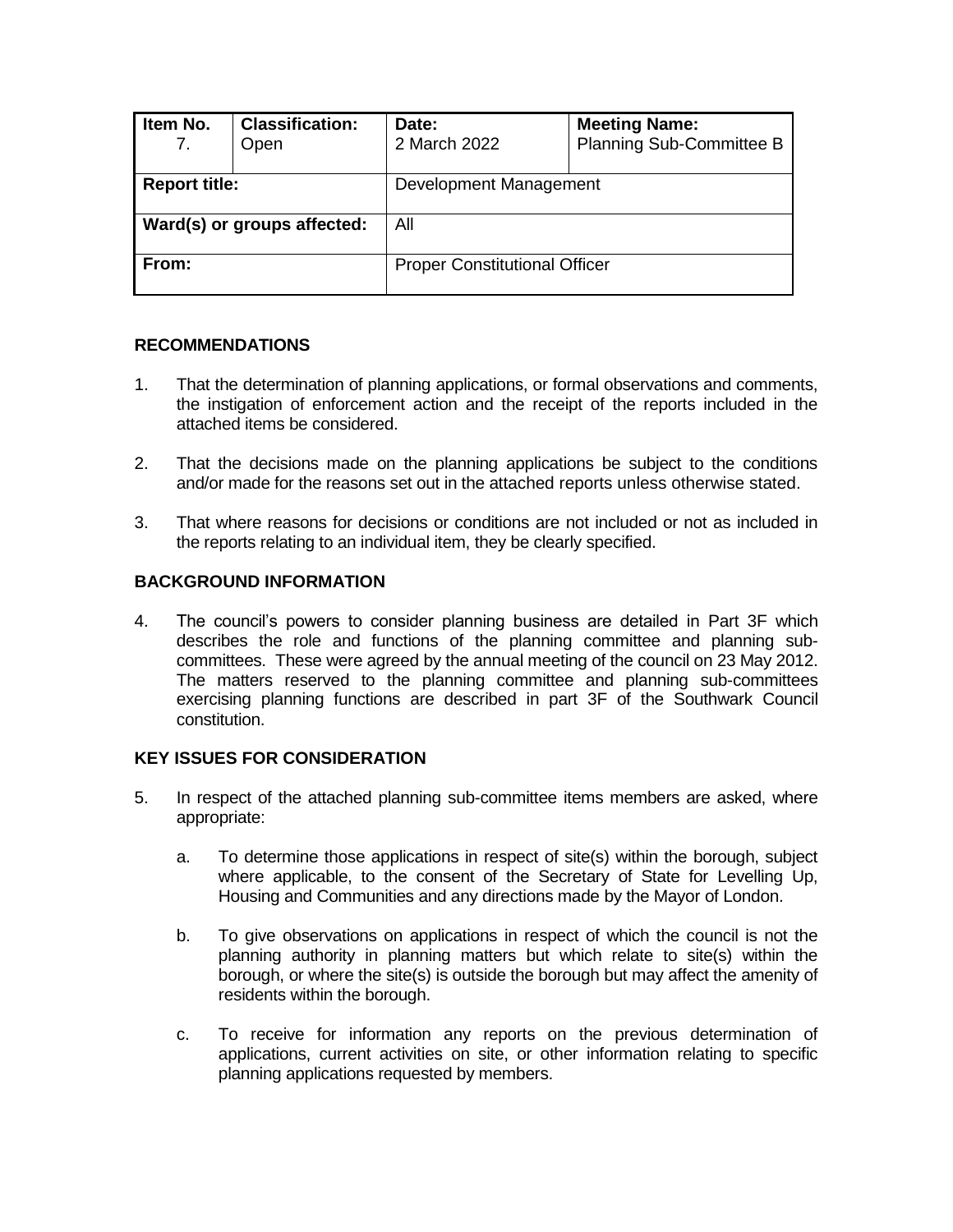| Item No.<br>7. | Classification:<br>Open | Date:<br>2 March 2022 | Meeting Name:<br>Planning Sub-Committee B |
|---|---|---|---|
| **Report title:** | | Development Management | |
| **Ward(s) or groups affected:** | | All | |
| **From:** | | Proper Constitutional Officer | |

## RECOMMENDATIONS

1. That the determination of planning applications, or formal observations and comments, the instigation of enforcement action and the receipt of the reports included in the attached items be considered.

2. That the decisions made on the planning applications be subject to the conditions and/or made for the reasons set out in the attached reports unless otherwise stated.

3. That where reasons for decisions or conditions are not included or not as included in the reports relating to an individual item, they be clearly specified.

## BACKGROUND INFORMATION

4. The council's powers to consider planning business are detailed in Part 3F which describes the role and functions of the planning committee and planning sub-committees. These were agreed by the annual meeting of the council on 23 May 2012. The matters reserved to the planning committee and planning sub-committees exercising planning functions are described in part 3F of the Southwark Council constitution.

## KEY ISSUES FOR CONSIDERATION

5. In respect of the attached planning sub-committee items members are asked, where appropriate:

   a. To determine those applications in respect of site(s) within the borough, subject where applicable, to the consent of the Secretary of State for Levelling Up, Housing and Communities and any directions made by the Mayor of London.

   b. To give observations on applications in respect of which the council is not the planning authority in planning matters but which relate to site(s) within the borough, or where the site(s) is outside the borough but may affect the amenity of residents within the borough.

   c. To receive for information any reports on the previous determination of applications, current activities on site, or other information relating to specific planning applications requested by members.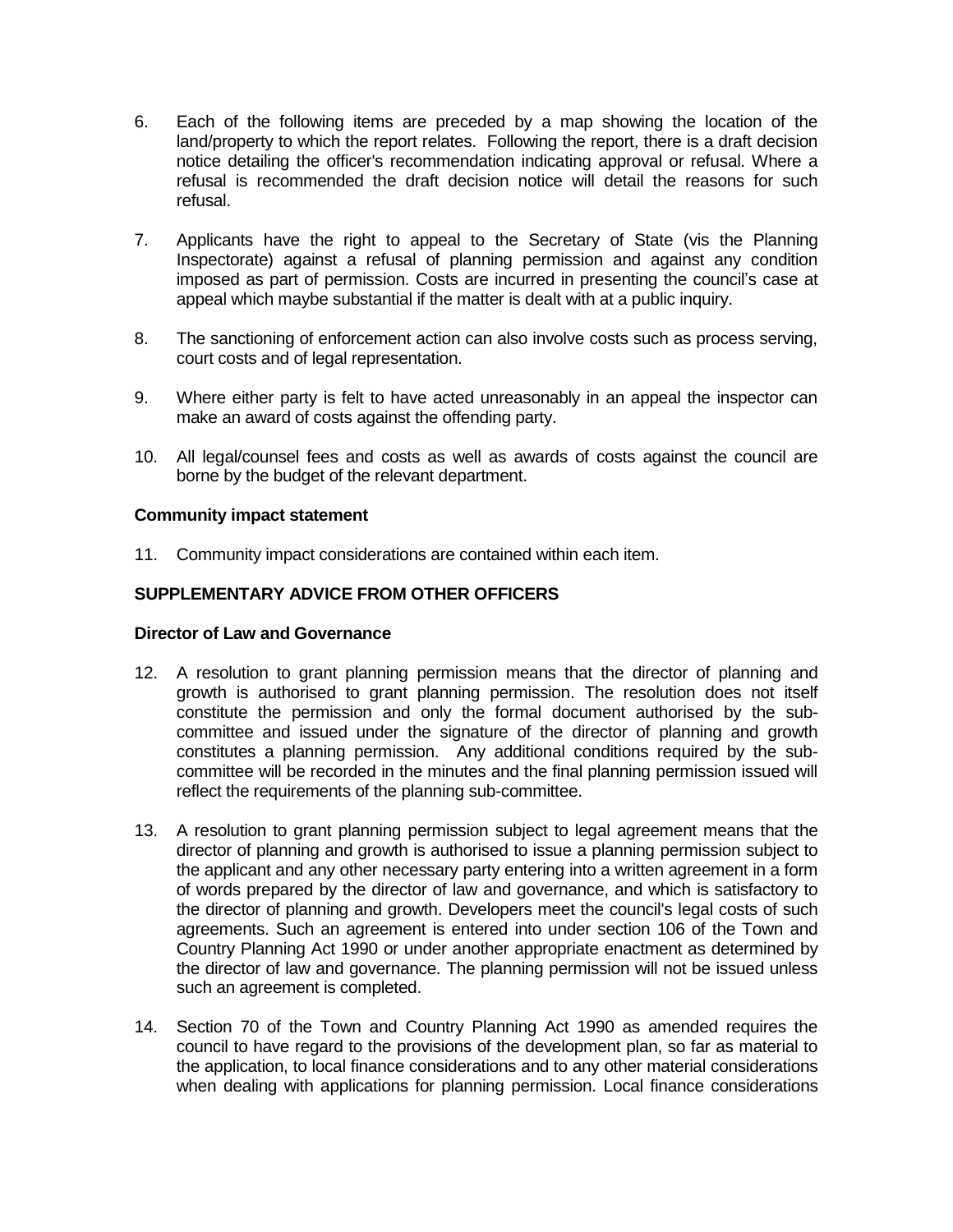6. Each of the following items are preceded by a map showing the location of the land/property to which the report relates. Following the report, there is a draft decision notice detailing the officer's recommendation indicating approval or refusal. Where a refusal is recommended the draft decision notice will detail the reasons for such refusal.

7. Applicants have the right to appeal to the Secretary of State (vis the Planning Inspectorate) against a refusal of planning permission and against any condition imposed as part of permission. Costs are incurred in presenting the council's case at appeal which maybe substantial if the matter is dealt with at a public inquiry.

8. The sanctioning of enforcement action can also involve costs such as process serving, court costs and of legal representation.

9. Where either party is felt to have acted unreasonably in an appeal the inspector can make an award of costs against the offending party.

10. All legal/counsel fees and costs as well as awards of costs against the council are borne by the budget of the relevant department.

**Community impact statement**

11. Community impact considerations are contained within each item.

**SUPPLEMENTARY ADVICE FROM OTHER OFFICERS**

**Director of Law and Governance**

12. A resolution to grant planning permission means that the director of planning and growth is authorised to grant planning permission. The resolution does not itself constitute the permission and only the formal document authorised by the sub-committee and issued under the signature of the director of planning and growth constitutes a planning permission. Any additional conditions required by the sub-committee will be recorded in the minutes and the final planning permission issued will reflect the requirements of the planning sub-committee.

13. A resolution to grant planning permission subject to legal agreement means that the director of planning and growth is authorised to issue a planning permission subject to the applicant and any other necessary party entering into a written agreement in a form of words prepared by the director of law and governance, and which is satisfactory to the director of planning and growth. Developers meet the council's legal costs of such agreements. Such an agreement is entered into under section 106 of the Town and Country Planning Act 1990 or under another appropriate enactment as determined by the director of law and governance. The planning permission will not be issued unless such an agreement is completed.

14. Section 70 of the Town and Country Planning Act 1990 as amended requires the council to have regard to the provisions of the development plan, so far as material to the application, to local finance considerations and to any other material considerations when dealing with applications for planning permission. Local finance considerations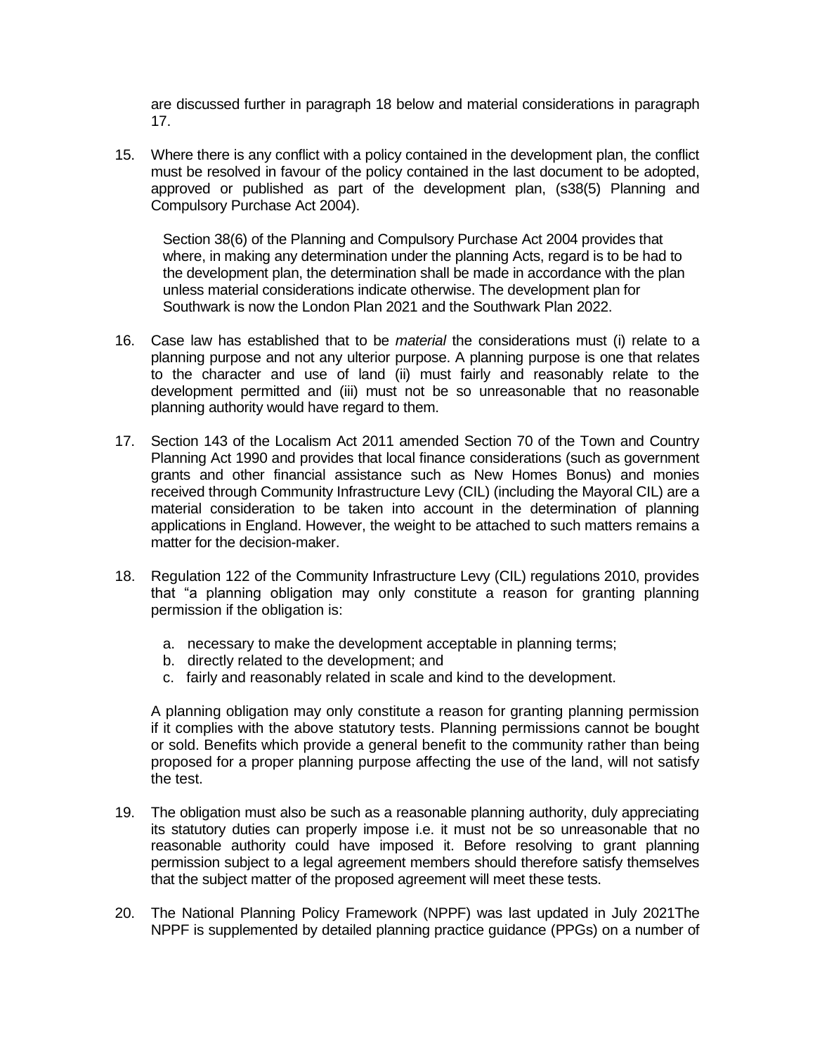are discussed further in paragraph 18 below and material considerations in paragraph 17.

15. Where there is any conflict with a policy contained in the development plan, the conflict must be resolved in favour of the policy contained in the last document to be adopted, approved or published as part of the development plan, (s38(5) Planning and Compulsory Purchase Act 2004).

    Section 38(6) of the Planning and Compulsory Purchase Act 2004 provides that where, in making any determination under the planning Acts, regard is to be had to the development plan, the determination shall be made in accordance with the plan unless material considerations indicate otherwise. The development plan for Southwark is now the London Plan 2021 and the Southwark Plan 2022.

16. Case law has established that to be *material* the considerations must (i) relate to a planning purpose and not any ulterior purpose. A planning purpose is one that relates to the character and use of land (ii) must fairly and reasonably relate to the development permitted and (iii) must not be so unreasonable that no reasonable planning authority would have regard to them.

17. Section 143 of the Localism Act 2011 amended Section 70 of the Town and Country Planning Act 1990 and provides that local finance considerations (such as government grants and other financial assistance such as New Homes Bonus) and monies received through Community Infrastructure Levy (CIL) (including the Mayoral CIL) are a material consideration to be taken into account in the determination of planning applications in England. However, the weight to be attached to such matters remains a matter for the decision-maker.

18. Regulation 122 of the Community Infrastructure Levy (CIL) regulations 2010, provides that "a planning obligation may only constitute a reason for granting planning permission if the obligation is:

    a. necessary to make the development acceptable in planning terms;
    b. directly related to the development; and
    c. fairly and reasonably related in scale and kind to the development.

    A planning obligation may only constitute a reason for granting planning permission if it complies with the above statutory tests. Planning permissions cannot be bought or sold. Benefits which provide a general benefit to the community rather than being proposed for a proper planning purpose affecting the use of the land, will not satisfy the test.

19. The obligation must also be such as a reasonable planning authority, duly appreciating its statutory duties can properly impose i.e. it must not be so unreasonable that no reasonable authority could have imposed it. Before resolving to grant planning permission subject to a legal agreement members should therefore satisfy themselves that the subject matter of the proposed agreement will meet these tests.

20. The National Planning Policy Framework (NPPF) was last updated in July 2021The NPPF is supplemented by detailed planning practice guidance (PPGs) on a number of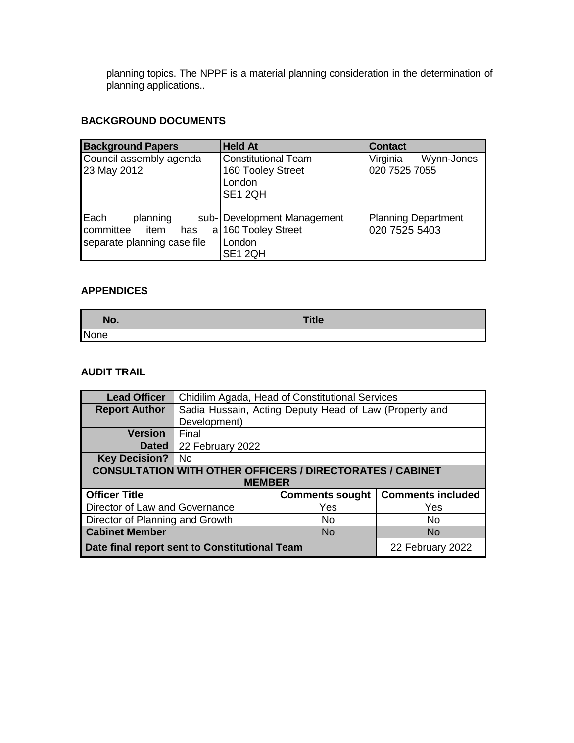planning topics. The NPPF is a material planning consideration in the determination of planning applications..

## BACKGROUND DOCUMENTS

| Background Papers | Held At | Contact |
|---|---|---|
| Council assembly agenda 23 May 2012 | Constitutional Team<br>160 Tooley Street<br>London<br>SE1 2QH | Virginia Wynn-Jones<br>020 7525 7055 |
| Each planning sub-committee item has a separate planning case file | Development Management<br>160 Tooley Street<br>London<br>SE1 2QH | Planning Department<br>020 7525 5403 |

## APPENDICES

| No. | Title |
|---|---|
| None | |

## AUDIT TRAIL

| | | | |
|---|---|---|---|
| **Lead Officer** | Chidilim Agada, Head of Constitutional Services | | |
| **Report Author** | Sadia Hussain, Acting Deputy Head of Law (Property and Development) | | |
| **Version** | Final | | |
| **Dated** | 22 February 2022 | | |
| **Key Decision?** | No | | |
| **CONSULTATION WITH OTHER OFFICERS / DIRECTORATES / CABINET MEMBER** | | | |
| **Officer Title** | | **Comments sought** | **Comments included** |
| Director of Law and Governance | | Yes | Yes |
| Director of Planning and Growth | | No | No |
| **Cabinet Member** | | No | No |
| **Date final report sent to Constitutional Team** | | | 22 February 2022 |